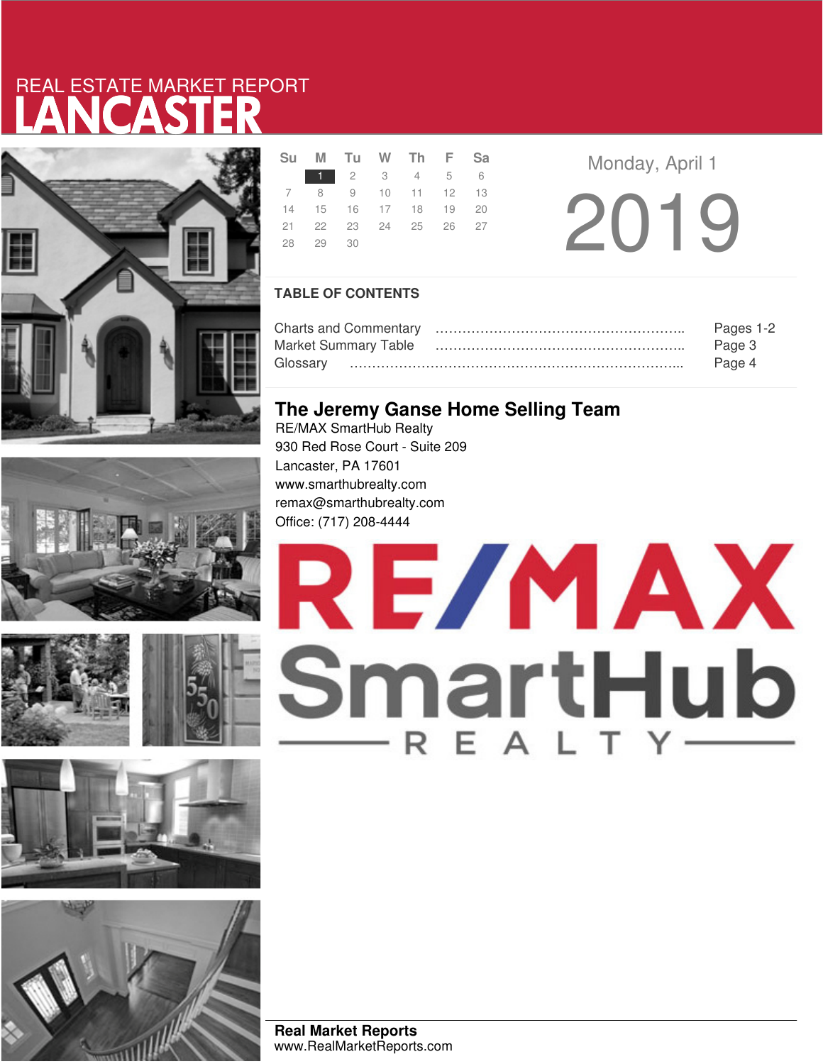# REAL ESTATE MARKET REPORT
# LANCASTER

| Su | M | Tu | W | Th | F | Sa |
|---|---|---|---|---|---|---|
| | 1 | 2 | 3 | 4 | 5 | 6 |
| 7 | 8 | 9 | 10 | 11 | 12 | 13 |
| 14 | 15 | 16 | 17 | 18 | 19 | 20 |
| 21 | 22 | 23 | 24 | 25 | 26 | 27 |
| 28 | 29 | 30 | | | | |

Monday, April 1

2019

## TABLE OF CONTENTS

| | |
|---|---|
| Charts and Commentary | Pages 1-2 |
| Market Summary Table | Page 3 |
| Glossary | Page 4 |

## The Jeremy Ganse Home Selling Team

RE/MAX SmartHub Realty
930 Red Rose Court - Suite 209
Lancaster, PA 17601
www.smarthubrealty.com
remax@smarthubrealty.com
Office: (717) 208-4444

RE/MAX SmartHub REALTY

**Real Market Reports**
www.RealMarketReports.com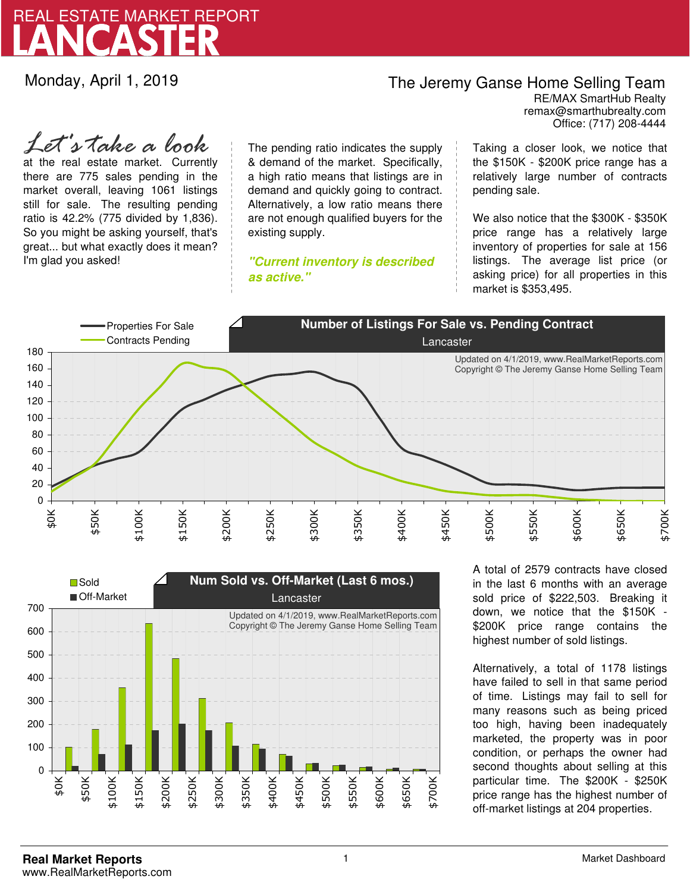# REAL ESTATE MARKET REPORT
# LANCASTER

Monday, April 1, 2019

## The Jeremy Ganse Home Selling Team

RE/MAX SmartHub Realty
remax@smarthubrealty.com
Office: (717) 208-4444

*Let's take a look* at the real estate market. Currently there are 775 sales pending in the market overall, leaving 1061 listings still for sale. The resulting pending ratio is 42.2% (775 divided by 1,836). So you might be asking yourself, that's great... but what exactly does it mean? I'm glad you asked!

The pending ratio indicates the supply & demand of the market. Specifically, a high ratio means that listings are in demand and quickly going to contract. Alternatively, a low ratio means there are not enough qualified buyers for the existing supply.

***"Current inventory is described as active."***

Taking a closer look, we notice that the $150K - $200K price range has a relatively large number of contracts pending sale.

We also notice that the $300K - $350K price range has a relatively large inventory of properties for sale at 156 listings. The average list price (or asking price) for all properties in this market is $353,495.

**Number of Listings For Sale vs. Pending Contract**
Lancaster

Properties For Sale / Contracts Pending

Updated on 4/1/2019, www.RealMarketReports.com
Copyright © The Jeremy Ganse Home Selling Team

**Num Sold vs. Off-Market (Last 6 mos.)**
Lancaster

Sold / Off-Market

Updated on 4/1/2019, www.RealMarketReports.com
Copyright © The Jeremy Ganse Home Selling Team

A total of 2579 contracts have closed in the last 6 months with an average sold price of $222,503. Breaking it down, we notice that the $150K - $200K price range contains the highest number of sold listings.

Alternatively, a total of 1178 listings have failed to sell in that same period of time. Listings may fail to sell for many reasons such as being priced too high, having been inadequately marketed, the property was in poor condition, or perhaps the owner had second thoughts about selling at this particular time. The $200K - $250K price range has the highest number of off-market listings at 204 properties.

**Real Market Reports**
www.RealMarketReports.com

Market Dashboard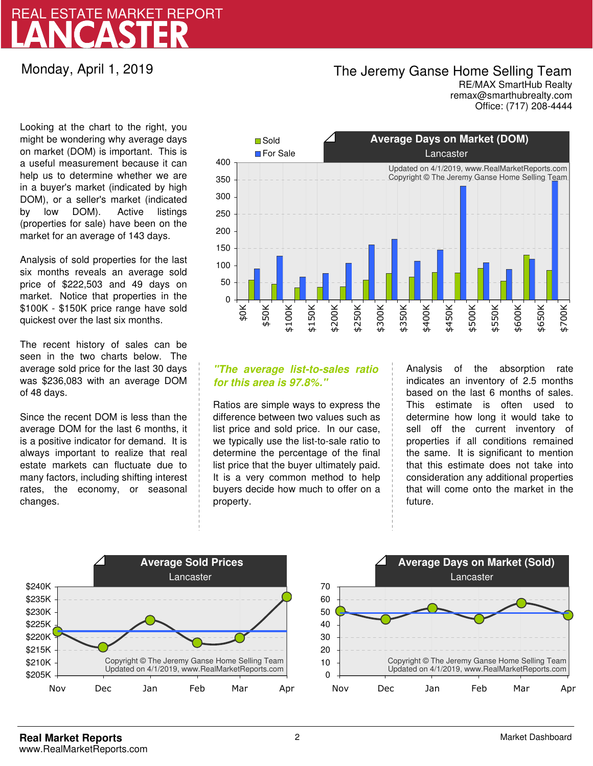# REAL ESTATE MARKET REPORT
# LANCASTER

Monday, April 1, 2019

**The Jeremy Ganse Home Selling Team**
RE/MAX SmartHub Realty
remax@smarthubrealty.com
Office: (717) 208-4444

Looking at the chart to the right, you might be wondering why average days on market (DOM) is important. This is a useful measurement because it can help us to determine whether we are in a buyer's market (indicated by high DOM), or a seller's market (indicated by low DOM). Active listings (properties for sale) have been on the market for an average of 143 days.

Analysis of sold properties for the last six months reveals an average sold price of $222,503 and 49 days on market. Notice that properties in the $100K - $150K price range have sold quickest over the last six months.

The recent history of sales can be seen in the two charts below. The average sold price for the last 30 days was $236,083 with an average DOM of 48 days.

Since the recent DOM is less than the average DOM for the last 6 months, it is a positive indicator for demand. It is always important to realize that real estate markets can fluctuate due to many factors, including shifting interest rates, the economy, or seasonal changes.

**Average Days on Market (DOM)**
Lancaster

Updated on 4/1/2019, www.RealMarketReports.com
Copyright © The Jeremy Ganse Home Selling Team

*"The average list-to-sales ratio for this area is 97.8%."*

Ratios are simple ways to express the difference between two values such as list price and sold price. In our case, we typically use the list-to-sale ratio to determine the percentage of the final list price that the buyer ultimately paid. It is a very common method to help buyers decide how much to offer on a property.

Analysis of the absorption rate indicates an inventory of 2.5 months based on the last 6 months of sales. This estimate is often used to determine how long it would take to sell off the current inventory of properties if all conditions remained the same. It is significant to mention that this estimate does not take into consideration any additional properties that will come onto the market in the future.

**Average Sold Prices**
Lancaster

Copyright © The Jeremy Ganse Home Selling Team
Updated on 4/1/2019, www.RealMarketReports.com

**Average Days on Market (Sold)**
Lancaster

Copyright © The Jeremy Ganse Home Selling Team
Updated on 4/1/2019, www.RealMarketReports.com

**Real Market Reports**
www.RealMarketReports.com

Market Dashboard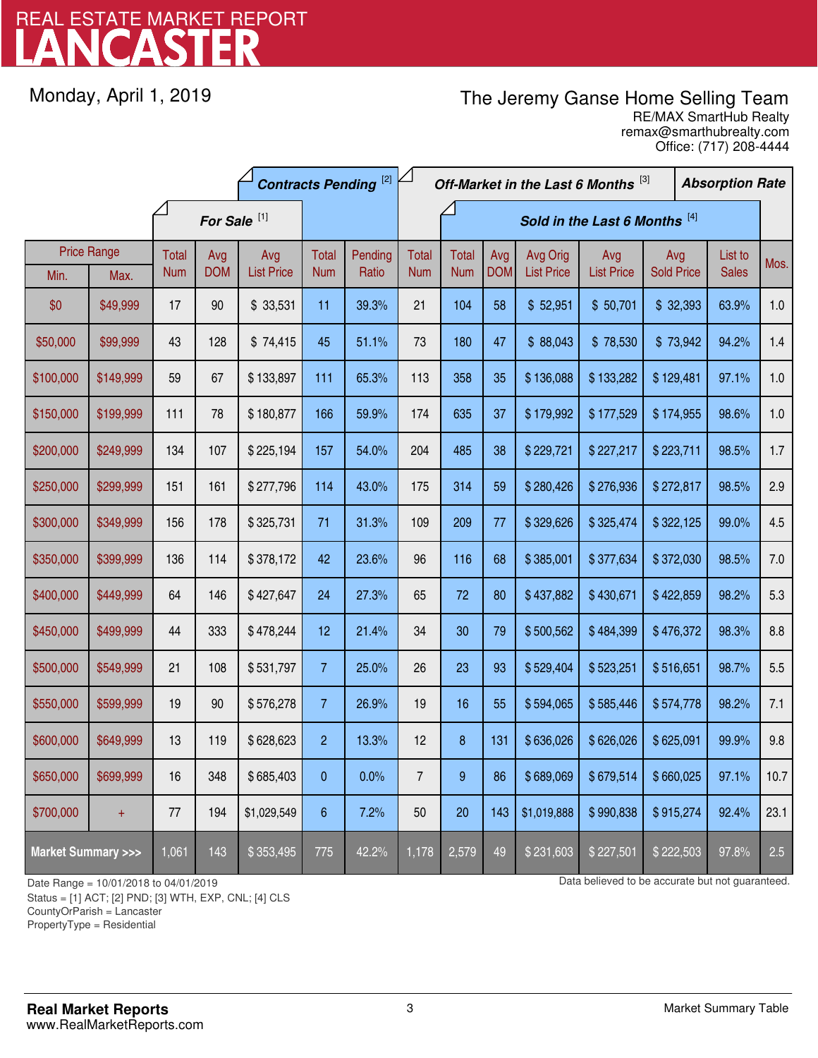# REAL ESTATE MARKET REPORT
# LANCASTER

Monday, April 1, 2019

**The Jeremy Ganse Home Selling Team**
RE/MAX SmartHub Realty
remax@smarthubrealty.com
Office: (717) 208-4444

| Price Range | | For Sale [1] | | | Contracts Pending [2] | | Off-Market in the Last 6 Months [3] | Sold in the Last 6 Months [4] | | | | | | Absorption Rate |
|---|---|---|---|---|---|---|---|---|---|---|---|---|---|---|
| Min. | Max. | Total Num | Avg DOM | Avg List Price | Total Num | Pending Ratio | Total Num | Total Num | Avg DOM | Avg Orig List Price | Avg List Price | Avg Sold Price | List to Sales | Mos. |
| $0 | $49,999 | 17 | 90 | $ 33,531 | 11 | 39.3% | 21 | 104 | 58 | $ 52,951 | $ 50,701 | $ 32,393 | 63.9% | 1.0 |
| $50,000 | $99,999 | 43 | 128 | $ 74,415 | 45 | 51.1% | 73 | 180 | 47 | $ 88,043 | $ 78,530 | $ 73,942 | 94.2% | 1.4 |
| $100,000 | $149,999 | 59 | 67 | $ 133,897 | 111 | 65.3% | 113 | 358 | 35 | $ 136,088 | $ 133,282 | $ 129,481 | 97.1% | 1.0 |
| $150,000 | $199,999 | 111 | 78 | $ 180,877 | 166 | 59.9% | 174 | 635 | 37 | $ 179,992 | $ 177,529 | $ 174,955 | 98.6% | 1.0 |
| $200,000 | $249,999 | 134 | 107 | $ 225,194 | 157 | 54.0% | 204 | 485 | 38 | $ 229,721 | $ 227,217 | $ 223,711 | 98.5% | 1.7 |
| $250,000 | $299,999 | 151 | 161 | $ 277,796 | 114 | 43.0% | 175 | 314 | 59 | $ 280,426 | $ 276,936 | $ 272,817 | 98.5% | 2.9 |
| $300,000 | $349,999 | 156 | 178 | $ 325,731 | 71 | 31.3% | 109 | 209 | 77 | $ 329,626 | $ 325,474 | $ 322,125 | 99.0% | 4.5 |
| $350,000 | $399,999 | 136 | 114 | $ 378,172 | 42 | 23.6% | 96 | 116 | 68 | $ 385,001 | $ 377,634 | $ 372,030 | 98.5% | 7.0 |
| $400,000 | $449,999 | 64 | 146 | $ 427,647 | 24 | 27.3% | 65 | 72 | 80 | $ 437,882 | $ 430,671 | $ 422,859 | 98.2% | 5.3 |
| $450,000 | $499,999 | 44 | 333 | $ 478,244 | 12 | 21.4% | 34 | 30 | 79 | $ 500,562 | $ 484,399 | $ 476,372 | 98.3% | 8.8 |
| $500,000 | $549,999 | 21 | 108 | $ 531,797 | 7 | 25.0% | 26 | 23 | 93 | $ 529,404 | $ 523,251 | $ 516,651 | 98.7% | 5.5 |
| $550,000 | $599,999 | 19 | 90 | $ 576,278 | 7 | 26.9% | 19 | 16 | 55 | $ 594,065 | $ 585,446 | $ 574,778 | 98.2% | 7.1 |
| $600,000 | $649,999 | 13 | 119 | $ 628,623 | 2 | 13.3% | 12 | 8 | 131 | $ 636,026 | $ 626,026 | $ 625,091 | 99.9% | 9.8 |
| $650,000 | $699,999 | 16 | 348 | $ 685,403 | 0 | 0.0% | 7 | 9 | 86 | $ 689,069 | $ 679,514 | $ 660,025 | 97.1% | 10.7 |
| $700,000 | + | 77 | 194 | $1,029,549 | 6 | 7.2% | 50 | 20 | 143 | $1,019,888 | $ 990,838 | $ 915,274 | 92.4% | 23.1 |
| **Market Summary >>>** | | 1,061 | 143 | $ 353,495 | 775 | 42.2% | 1,178 | 2,579 | 49 | $ 231,603 | $ 227,501 | $ 222,503 | 97.8% | 2.5 |

Date Range = 10/01/2018 to 04/01/2019
Status = [1] ACT; [2] PND; [3] WTH, EXP, CNL; [4] CLS
CountyOrParish = Lancaster
PropertyType = Residential

Data believed to be accurate but not guaranteed.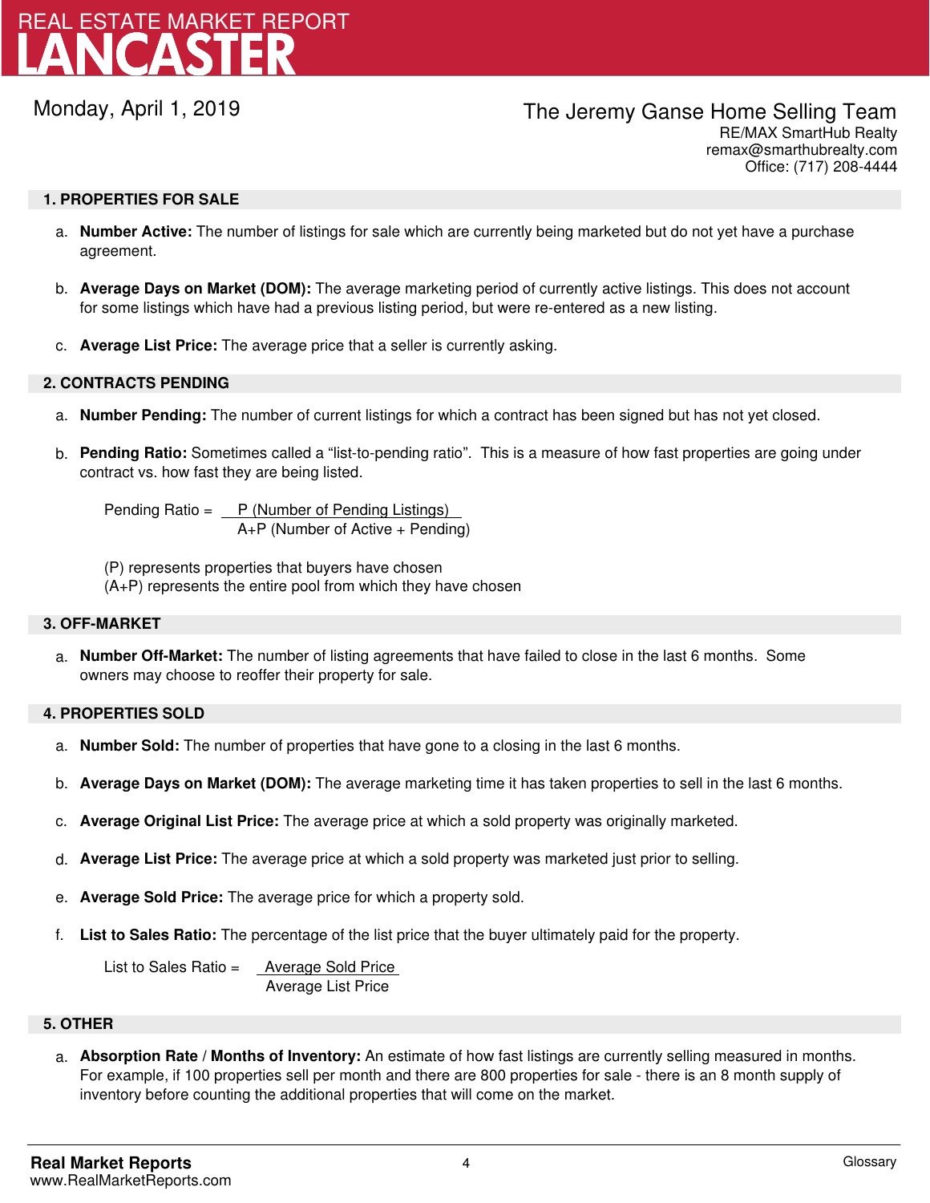# REAL ESTATE MARKET REPORT
# LANCASTER

Monday, April 1, 2019

**The Jeremy Ganse Home Selling Team**
RE/MAX SmartHub Realty
remax@smarthubrealty.com
Office: (717) 208-4444

## 1. PROPERTIES FOR SALE

a. **Number Active:** The number of listings for sale which are currently being marketed but do not yet have a purchase agreement.

b. **Average Days on Market (DOM):** The average marketing period of currently active listings. This does not account for some listings which have had a previous listing period, but were re-entered as a new listing.

c. **Average List Price:** The average price that a seller is currently asking.

## 2. CONTRACTS PENDING

a. **Number Pending:** The number of current listings for which a contract has been signed but has not yet closed.

b. **Pending Ratio:** Sometimes called a "list-to-pending ratio". This is a measure of how fast properties are going under contract vs. how fast they are being listed.

$$\text{Pending Ratio} = \frac{\text{P (Number of Pending Listings)}}{\text{A+P (Number of Active + Pending)}}$$

(P) represents properties that buyers have chosen
(A+P) represents the entire pool from which they have chosen

## 3. OFF-MARKET

a. **Number Off-Market:** The number of listing agreements that have failed to close in the last 6 months. Some owners may choose to reoffer their property for sale.

## 4. PROPERTIES SOLD

a. **Number Sold:** The number of properties that have gone to a closing in the last 6 months.

b. **Average Days on Market (DOM):** The average marketing time it has taken properties to sell in the last 6 months.

c. **Average Original List Price:** The average price at which a sold property was originally marketed.

d. **Average List Price:** The average price at which a sold property was marketed just prior to selling.

e. **Average Sold Price:** The average price for which a property sold.

f. **List to Sales Ratio:** The percentage of the list price that the buyer ultimately paid for the property.

$$\text{List to Sales Ratio} = \frac{\text{Average Sold Price}}{\text{Average List Price}}$$

## 5. OTHER

a. **Absorption Rate / Months of Inventory:** An estimate of how fast listings are currently selling measured in months. For example, if 100 properties sell per month and there are 800 properties for sale - there is an 8 month supply of inventory before counting the additional properties that will come on the market.